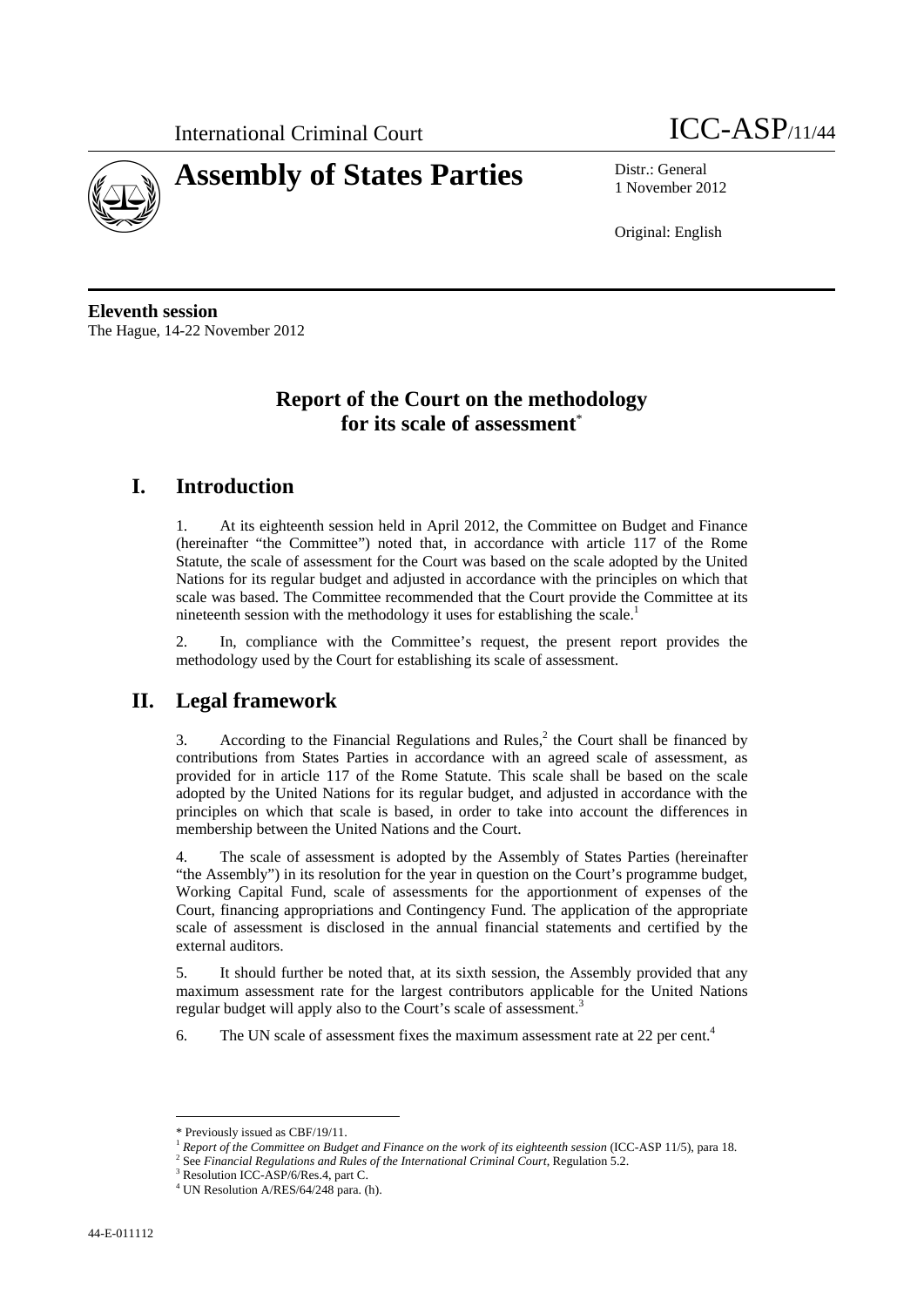International Criminal Court ICC-ASP/11/44

# Assembly of States Parties

Distr.: General
1 November 2012

Original: English

**Eleventh session**
The Hague, 14-22 November 2012

## Report of the Court on the methodology for its scale of assessment*

## I. Introduction

1. At its eighteenth session held in April 2012, the Committee on Budget and Finance (hereinafter "the Committee") noted that, in accordance with article 117 of the Rome Statute, the scale of assessment for the Court was based on the scale adopted by the United Nations for its regular budget and adjusted in accordance with the principles on which that scale was based. The Committee recommended that the Court provide the Committee at its nineteenth session with the methodology it uses for establishing the scale.[1]

2. In, compliance with the Committee's request, the present report provides the methodology used by the Court for establishing its scale of assessment.

## II. Legal framework

3. According to the Financial Regulations and Rules,[2] the Court shall be financed by contributions from States Parties in accordance with an agreed scale of assessment, as provided for in article 117 of the Rome Statute. This scale shall be based on the scale adopted by the United Nations for its regular budget, and adjusted in accordance with the principles on which that scale is based, in order to take into account the differences in membership between the United Nations and the Court.

4. The scale of assessment is adopted by the Assembly of States Parties (hereinafter "the Assembly") in its resolution for the year in question on the Court's programme budget, Working Capital Fund, scale of assessments for the apportionment of expenses of the Court, financing appropriations and Contingency Fund. The application of the appropriate scale of assessment is disclosed in the annual financial statements and certified by the external auditors.

5. It should further be noted that, at its sixth session, the Assembly provided that any maximum assessment rate for the largest contributors applicable for the United Nations regular budget will apply also to the Court's scale of assessment.[3]

6. The UN scale of assessment fixes the maximum assessment rate at 22 per cent.[4]

---

\* Previously issued as CBF/19/11.

[1] *Report of the Committee on Budget and Finance on the work of its eighteenth session* (ICC-ASP 11/5), para 18.

[2] See *Financial Regulations and Rules of the International Criminal Court*, Regulation 5.2.

[3] Resolution ICC-ASP/6/Res.4, part C.

[4] UN Resolution A/RES/64/248 para. (h).

44-E-011112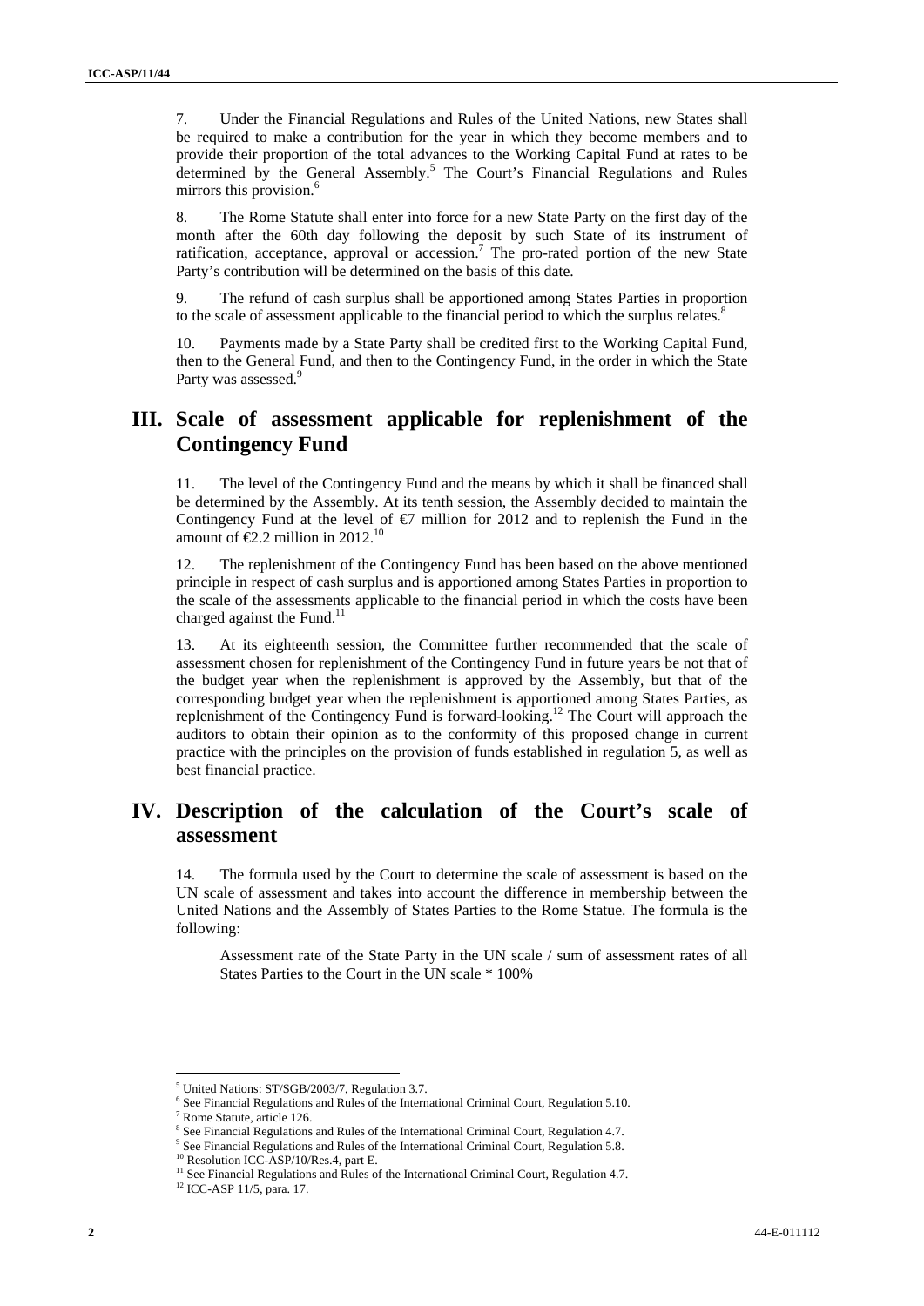7. Under the Financial Regulations and Rules of the United Nations, new States shall be required to make a contribution for the year in which they become members and to provide their proportion of the total advances to the Working Capital Fund at rates to be determined by the General Assembly.[5] The Court's Financial Regulations and Rules mirrors this provision.[6]

8. The Rome Statute shall enter into force for a new State Party on the first day of the month after the 60th day following the deposit by such State of its instrument of ratification, acceptance, approval or accession.[7] The pro-rated portion of the new State Party's contribution will be determined on the basis of this date.

9. The refund of cash surplus shall be apportioned among States Parties in proportion to the scale of assessment applicable to the financial period to which the surplus relates.[8]

10. Payments made by a State Party shall be credited first to the Working Capital Fund, then to the General Fund, and then to the Contingency Fund, in the order in which the State Party was assessed.[9]

# III. Scale of assessment applicable for replenishment of the Contingency Fund

11. The level of the Contingency Fund and the means by which it shall be financed shall be determined by the Assembly. At its tenth session, the Assembly decided to maintain the Contingency Fund at the level of €7 million for 2012 and to replenish the Fund in the amount of €2.2 million in 2012.[10]

12. The replenishment of the Contingency Fund has been based on the above mentioned principle in respect of cash surplus and is apportioned among States Parties in proportion to the scale of the assessments applicable to the financial period in which the costs have been charged against the Fund.[11]

13. At its eighteenth session, the Committee further recommended that the scale of assessment chosen for replenishment of the Contingency Fund in future years be not that of the budget year when the replenishment is approved by the Assembly, but that of the corresponding budget year when the replenishment is apportioned among States Parties, as replenishment of the Contingency Fund is forward-looking.[12] The Court will approach the auditors to obtain their opinion as to the conformity of this proposed change in current practice with the principles on the provision of funds established in regulation 5, as well as best financial practice.

# IV. Description of the calculation of the Court's scale of assessment

14. The formula used by the Court to determine the scale of assessment is based on the UN scale of assessment and takes into account the difference in membership between the United Nations and the Assembly of States Parties to the Rome Statue. The formula is the following:

> Assessment rate of the State Party in the UN scale / sum of assessment rates of all States Parties to the Court in the UN scale * 100%

---

[5] United Nations: ST/SGB/2003/7, Regulation 3.7.

[6] See Financial Regulations and Rules of the International Criminal Court, Regulation 5.10.

[7] Rome Statute, article 126.

[8] See Financial Regulations and Rules of the International Criminal Court, Regulation 4.7.

[9] See Financial Regulations and Rules of the International Criminal Court, Regulation 5.8.

[10] Resolution ICC-ASP/10/Res.4, part E.

[11] See Financial Regulations and Rules of the International Criminal Court, Regulation 4.7.

[12] ICC-ASP 11/5, para. 17.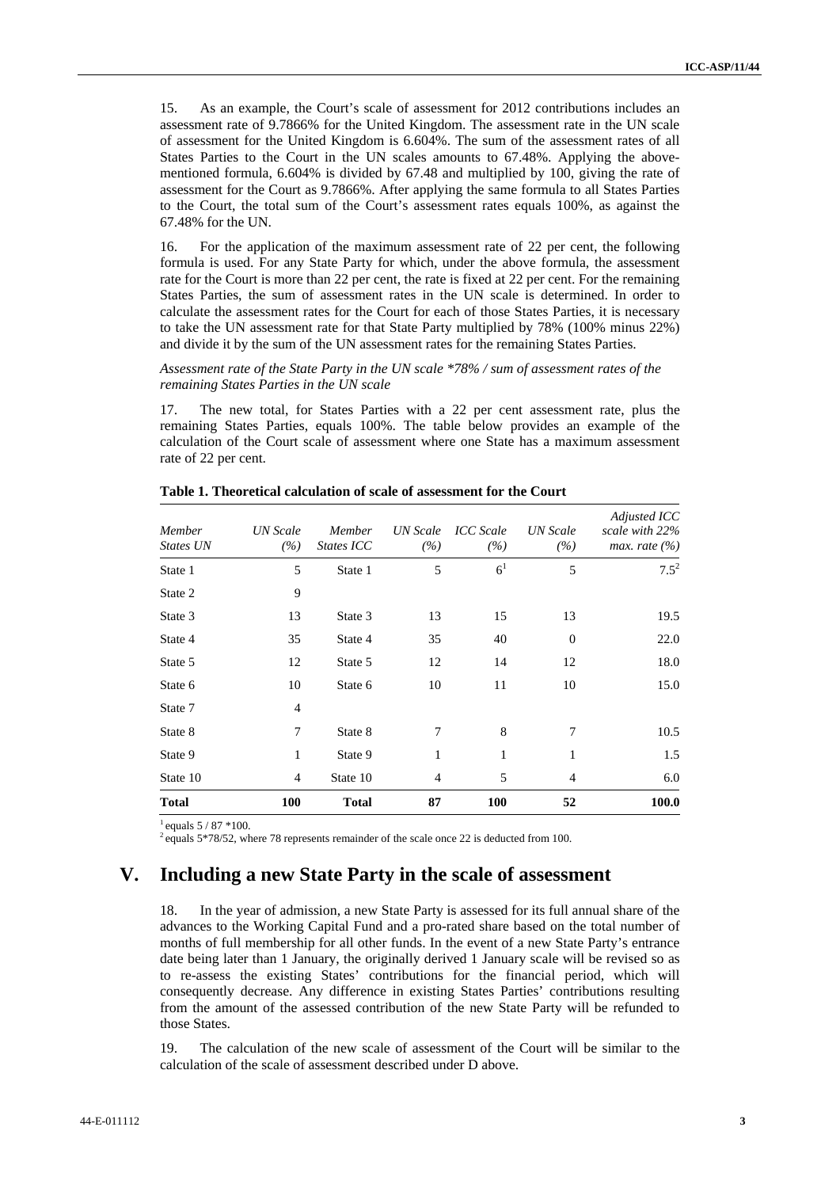15. As an example, the Court's scale of assessment for 2012 contributions includes an assessment rate of 9.7866% for the United Kingdom. The assessment rate in the UN scale of assessment for the United Kingdom is 6.604%. The sum of the assessment rates of all States Parties to the Court in the UN scales amounts to 67.48%. Applying the above-mentioned formula, 6.604% is divided by 67.48 and multiplied by 100, giving the rate of assessment for the Court as 9.7866%. After applying the same formula to all States Parties to the Court, the total sum of the Court's assessment rates equals 100%, as against the 67.48% for the UN.

16. For the application of the maximum assessment rate of 22 per cent, the following formula is used. For any State Party for which, under the above formula, the assessment rate for the Court is more than 22 per cent, the rate is fixed at 22 per cent. For the remaining States Parties, the sum of assessment rates in the UN scale is determined. In order to calculate the assessment rates for the Court for each of those States Parties, it is necessary to take the UN assessment rate for that State Party multiplied by 78% (100% minus 22%) and divide it by the sum of the UN assessment rates for the remaining States Parties.

*Assessment rate of the State Party in the UN scale *78% / sum of assessment rates of the remaining States Parties in the UN scale*

17. The new total, for States Parties with a 22 per cent assessment rate, plus the remaining States Parties, equals 100%. The table below provides an example of the calculation of the Court scale of assessment where one State has a maximum assessment rate of 22 per cent.

**Table 1. Theoretical calculation of scale of assessment for the Court**

| *Member States UN* | *UN Scale (%)* | *Member States ICC* | *UN Scale (%)* | *ICC Scale (%)* | *UN Scale (%)* | *Adjusted ICC scale with 22% max. rate (%)* |
|---|---|---|---|---|---|---|
| State 1 | 5 | State 1 | 5 | 6[1] | 5 | 7.5[2] |
| State 2 | 9 | | | | | |
| State 3 | 13 | State 3 | 13 | 15 | 13 | 19.5 |
| State 4 | 35 | State 4 | 35 | 40 | 0 | 22.0 |
| State 5 | 12 | State 5 | 12 | 14 | 12 | 18.0 |
| State 6 | 10 | State 6 | 10 | 11 | 10 | 15.0 |
| State 7 | 4 | | | | | |
| State 8 | 7 | State 8 | 7 | 8 | 7 | 10.5 |
| State 9 | 1 | State 9 | 1 | 1 | 1 | 1.5 |
| State 10 | 4 | State 10 | 4 | 5 | 4 | 6.0 |
| **Total** | **100** | **Total** | **87** | **100** | **52** | **100.0** |

[1] equals 5 / 87 *100.
[2] equals 5*78/52, where 78 represents remainder of the scale once 22 is deducted from 100.

## V. Including a new State Party in the scale of assessment

18. In the year of admission, a new State Party is assessed for its full annual share of the advances to the Working Capital Fund and a pro-rated share based on the total number of months of full membership for all other funds. In the event of a new State Party's entrance date being later than 1 January, the originally derived 1 January scale will be revised so as to re-assess the existing States' contributions for the financial period, which will consequently decrease. Any difference in existing States Parties' contributions resulting from the amount of the assessed contribution of the new State Party will be refunded to those States.

19. The calculation of the new scale of assessment of the Court will be similar to the calculation of the scale of assessment described under D above.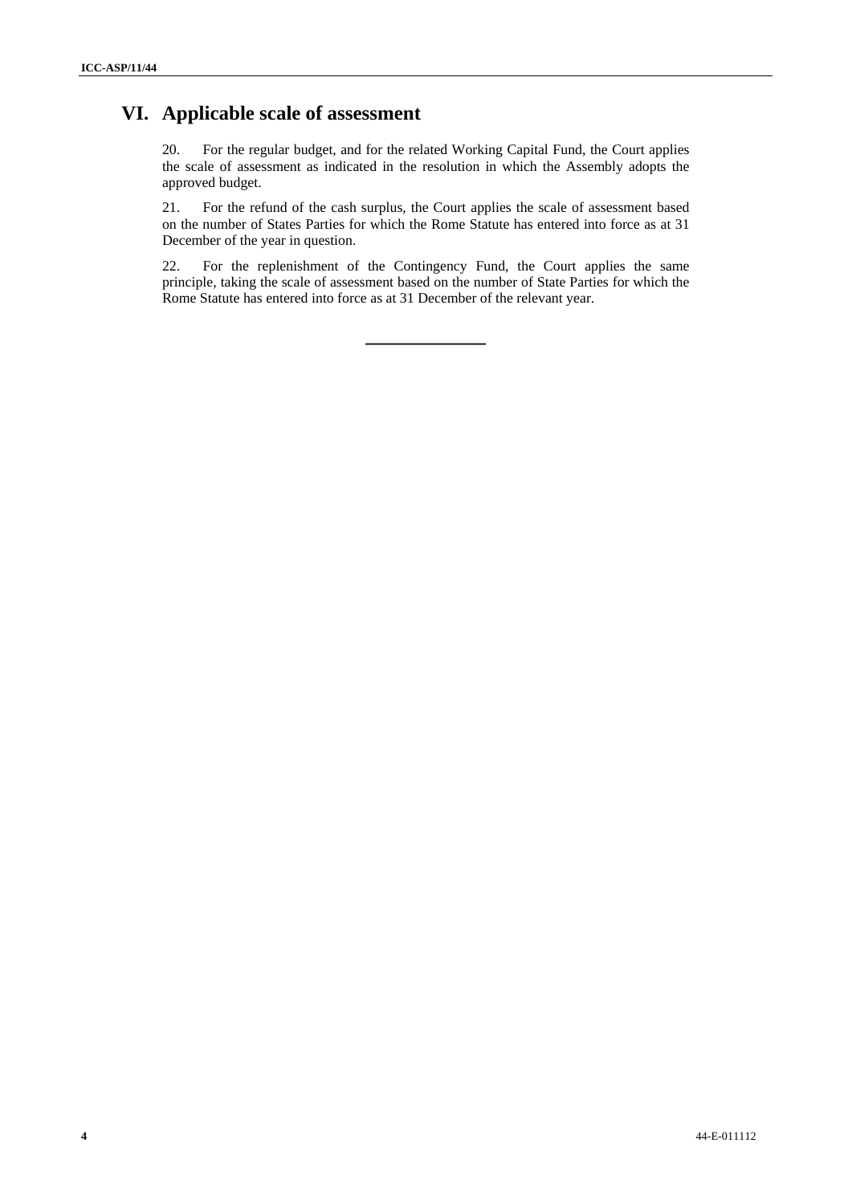# VI. Applicable scale of assessment

20. For the regular budget, and for the related Working Capital Fund, the Court applies the scale of assessment as indicated in the resolution in which the Assembly adopts the approved budget.

21. For the refund of the cash surplus, the Court applies the scale of assessment based on the number of States Parties for which the Rome Statute has entered into force as at 31 December of the year in question.

22. For the replenishment of the Contingency Fund, the Court applies the same principle, taking the scale of assessment based on the number of State Parties for which the Rome Statute has entered into force as at 31 December of the relevant year.

---